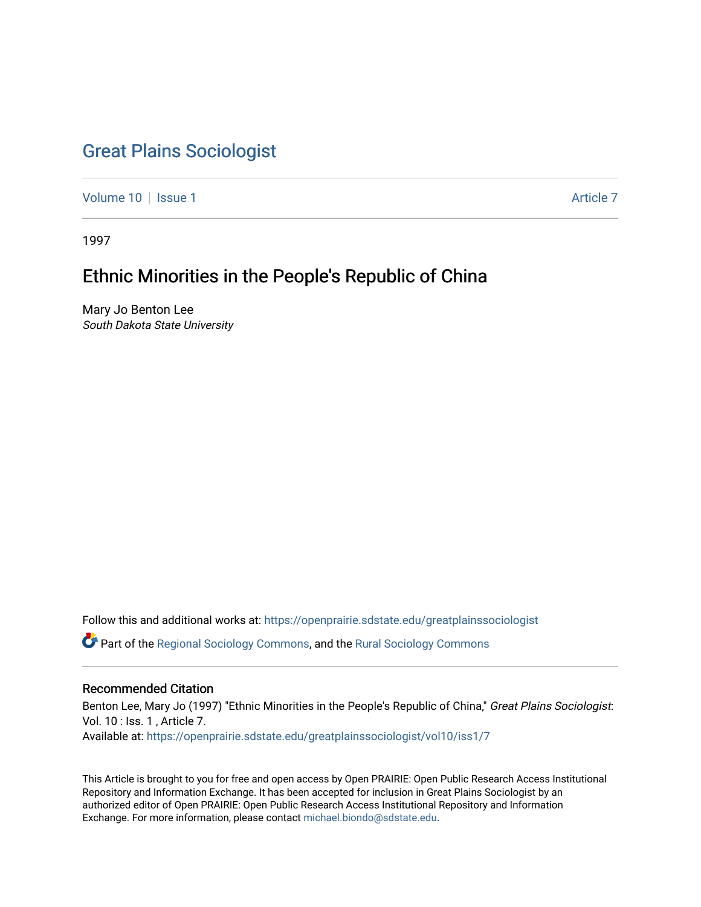# Great Plains Sociologist

Volume 10 | Issue 1 Article 7

1997

## Ethnic Minorities in the People's Republic of China

Mary Jo Benton Lee
*South Dakota State University*

Follow this and additional works at: https://openprairie.sdstate.edu/greatplainssociologist

Part of the Regional Sociology Commons, and the Rural Sociology Commons

### Recommended Citation

Benton Lee, Mary Jo (1997) "Ethnic Minorities in the People's Republic of China," *Great Plains Sociologist*: Vol. 10 : Iss. 1 , Article 7.
Available at: https://openprairie.sdstate.edu/greatplainssociologist/vol10/iss1/7

This Article is brought to you for free and open access by Open PRAIRIE: Open Public Research Access Institutional Repository and Information Exchange. It has been accepted for inclusion in Great Plains Sociologist by an authorized editor of Open PRAIRIE: Open Public Research Access Institutional Repository and Information Exchange. For more information, please contact michael.biondo@sdstate.edu.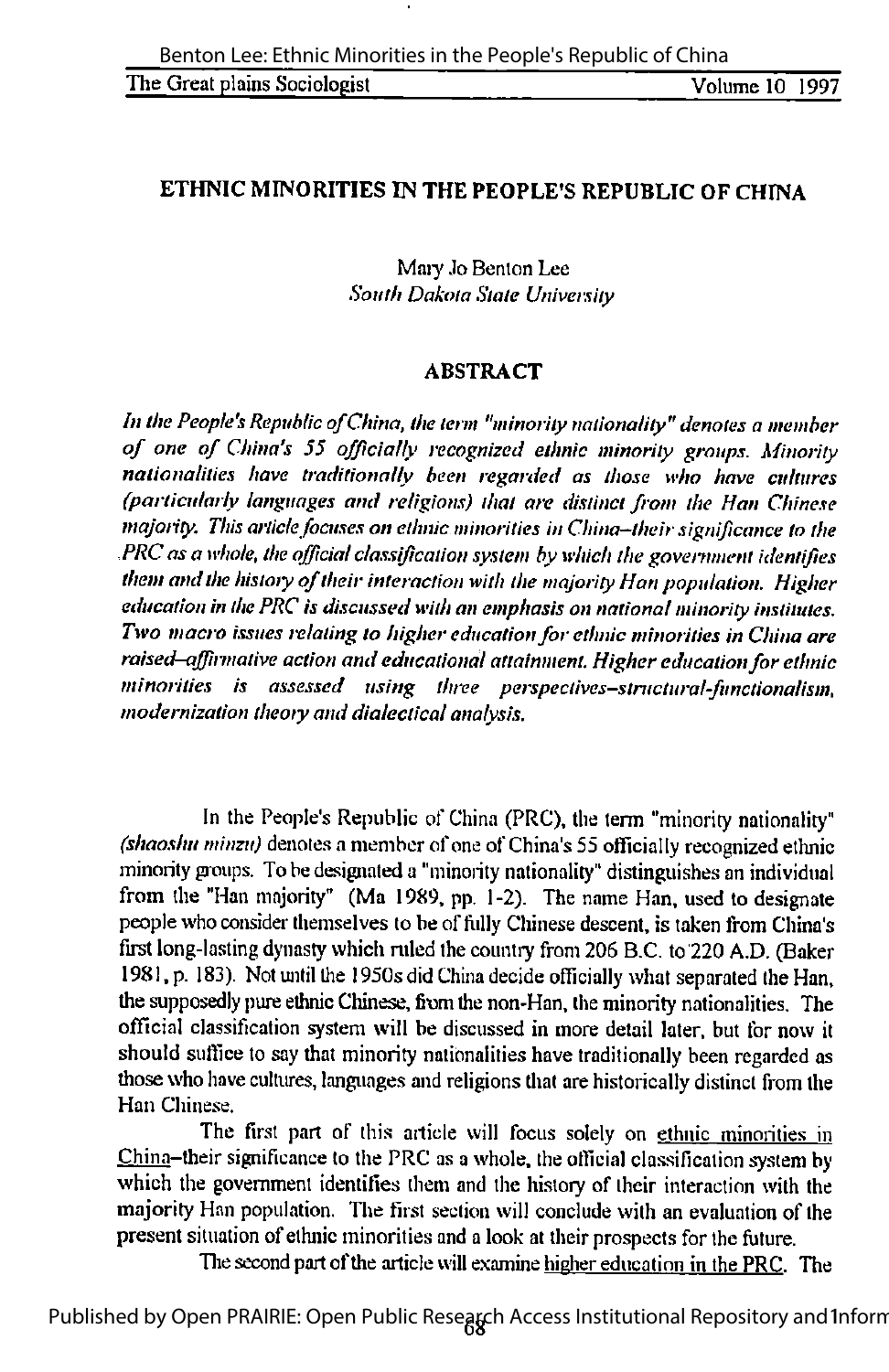## ETHNIC MINORITIES IN THE PEOPLE'S REPUBLIC OF CHINA

Mary Jo Benton Lee
*South Dakota State University*

### ABSTRACT

*In the People's Republic of China, the term "minority nationality" denotes a member of one of China's 55 officially recognized ethnic minority groups. Minority nationalities have traditionally been regarded as those who have cultures (particularly languages and religions) that are distinct from the Han Chinese majority. This article focuses on ethnic minorities in China–their significance to the PRC as a whole, the official classification system by which the government identifies them and the history of their interaction with the majority Han population. Higher education in the PRC is discussed with an emphasis on national minority institutes. Two macro issues relating to higher education for ethnic minorities in China are raised–affirmative action and educational attainment. Higher education for ethnic minorities is assessed using three perspectives–structural-functionalism, modernization theory and dialectical analysis.*

In the People's Republic of China (PRC), the term "minority nationality" *(shaoshu minzu)* denotes a member of one of China's 55 officially recognized ethnic minority groups. To be designated a "minority nationality" distinguishes an individual from the "Han majority" (Ma 1989, pp. 1-2). The name Han, used to designate people who consider themselves to be of fully Chinese descent, is taken from China's first long-lasting dynasty which ruled the country from 206 B.C. to 220 A.D. (Baker 1981, p. 183). Not until the 1950s did China decide officially what separated the Han, the supposedly pure ethnic Chinese, from the non-Han, the minority nationalities. The official classification system will be discussed in more detail later, but for now it should suffice to say that minority nationalities have traditionally been regarded as those who have cultures, languages and religions that are historically distinct from the Han Chinese.

The first part of this article will focus solely on ethnic minorities in China–their significance to the PRC as a whole, the official classification system by which the government identifies them and the history of their interaction with the majority Han population. The first section will conclude with an evaluation of the present situation of ethnic minorities and a look at their prospects for the future.

The second part of the article will examine higher education in the PRC. The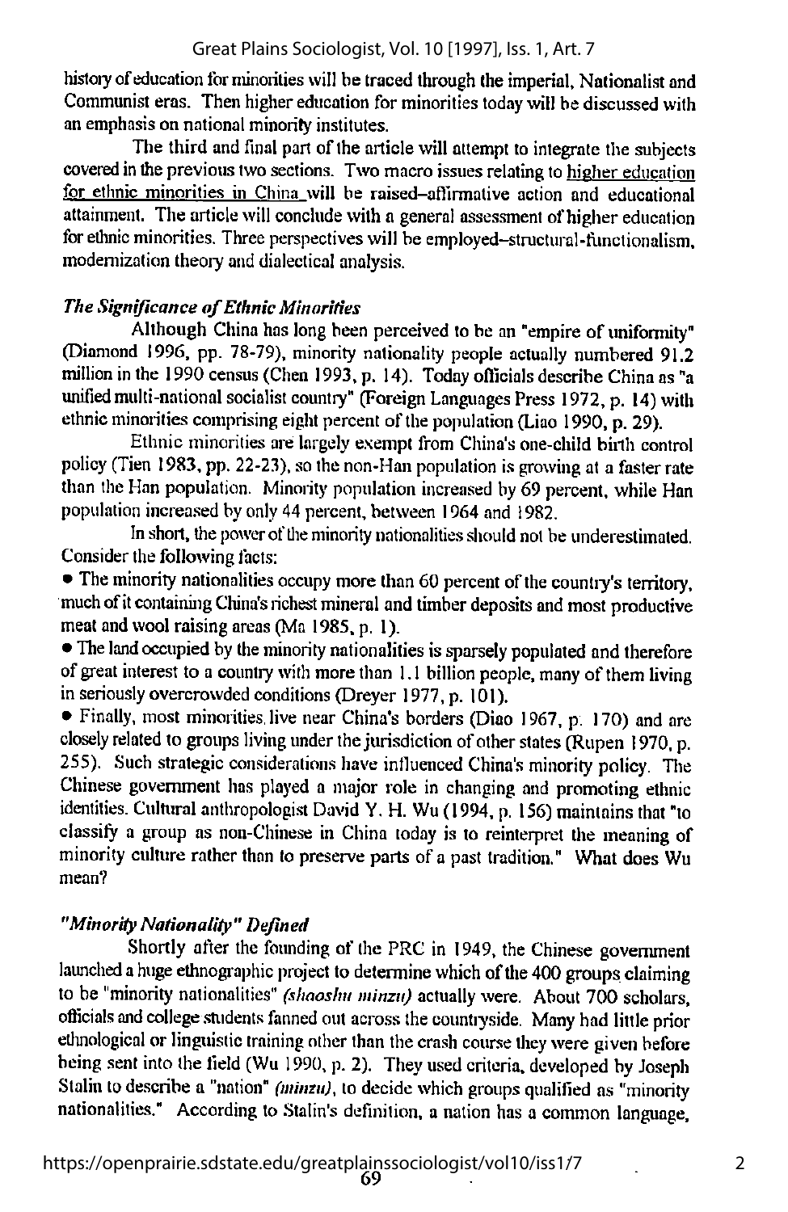history of education for minorities will be traced through the imperial, Nationalist and Communist eras. Then higher education for minorities today will be discussed with an emphasis on national minority institutes.

The third and final part of the article will attempt to integrate the subjects covered in the previous two sections. Two macro issues relating to higher education for ethnic minorities in China will be raised–affirmative action and educational attainment. The article will conclude with a general assessment of higher education for ethnic minorities. Three perspectives will be employed–structural-functionalism, modernization theory and dialectical analysis.

### *The Significance of Ethnic Minorities*

Although China has long been perceived to be an "empire of uniformity" (Diamond 1996, pp. 78-79), minority nationality people actually numbered 91.2 million in the 1990 census (Chen 1993, p. 14). Today officials describe China as "a unified multi-national socialist country" (Foreign Languages Press 1972, p. 14) with ethnic minorities comprising eight percent of the population (Liao 1990, p. 29).

Ethnic minorities are largely exempt from China's one-child birth control policy (Tien 1983, pp. 22-23), so the non-Han population is growing at a faster rate than the Han population. Minority population increased by 69 percent, while Han population increased by only 44 percent, between 1964 and 1982.

In short, the power of the minority nationalities should not be underestimated. Consider the following facts:

- The minority nationalities occupy more than 60 percent of the country's territory, much of it containing China's richest mineral and timber deposits and most productive meat and wool raising areas (Ma 1985, p. 1).
- The land occupied by the minority nationalities is sparsely populated and therefore of great interest to a country with more than 1.1 billion people, many of them living in seriously overcrowded conditions (Dreyer 1977, p. 101).
- Finally, most minorities live near China's borders (Diao 1967, p. 170) and are closely related to groups living under the jurisdiction of other states (Rupen 1970, p. 255). Such strategic considerations have influenced China's minority policy. The Chinese government has played a major role in changing and promoting ethnic identities. Cultural anthropologist David Y. H. Wu (1994, p. 156) maintains that "to classify a group as non-Chinese in China today is to reinterpret the meaning of minority culture rather than to preserve parts of a past tradition." What does Wu mean?

### *"Minority Nationality" Defined*

Shortly after the founding of the PRC in 1949, the Chinese government launched a huge ethnographic project to determine which of the 400 groups claiming to be "minority nationalities" *(shaoshu minzu)* actually were. About 700 scholars, officials and college students fanned out across the countryside. Many had little prior ethnological or linguistic training other than the crash course they were given before being sent into the field (Wu 1990, p. 2). They used criteria, developed by Joseph Stalin to describe a "nation" *(minzu)*, to decide which groups qualified as "minority nationalities." According to Stalin's definition, a nation has a common language,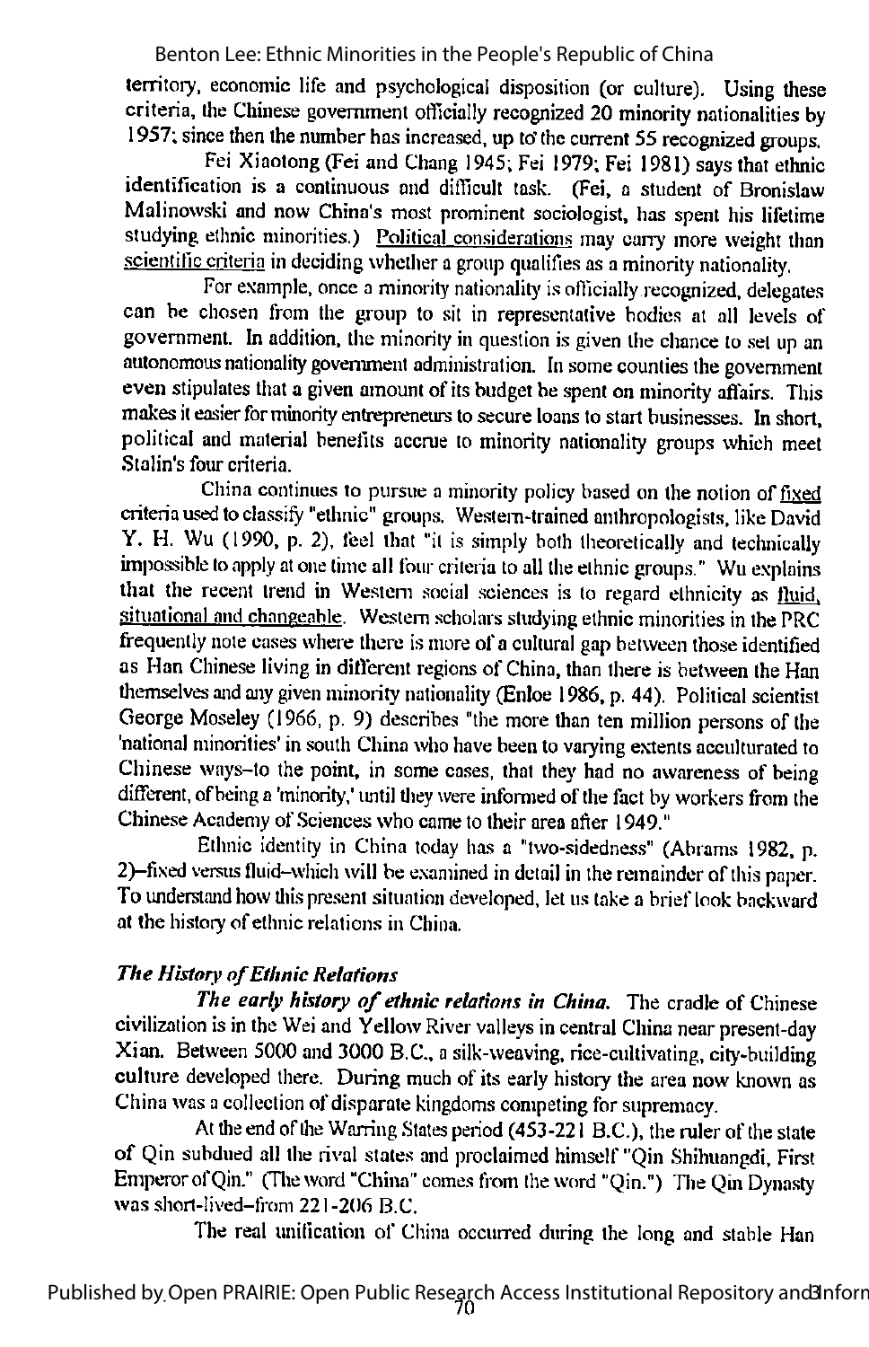territory, economic life and psychological disposition (or culture). Using these criteria, the Chinese government officially recognized 20 minority nationalities by 1957; since then the number has increased, up to the current 55 recognized groups.

Fei Xiaotong (Fei and Chang 1945; Fei 1979; Fei 1981) says that ethnic identification is a continuous and difficult task. (Fei, a student of Bronislaw Malinowski and now China's most prominent sociologist, has spent his lifetime studying ethnic minorities.) Political considerations may carry more weight than scientific criteria in deciding whether a group qualifies as a minority nationality.

For example, once a minority nationality is officially recognized, delegates can be chosen from the group to sit in representative bodies at all levels of government. In addition, the minority in question is given the chance to set up an autonomous nationality government administration. In some counties the government even stipulates that a given amount of its budget be spent on minority affairs. This makes it easier for minority entrepreneurs to secure loans to start businesses. In short, political and material benefits accrue to minority nationality groups which meet Stalin's four criteria.

China continues to pursue a minority policy based on the notion of fixed criteria used to classify "ethnic" groups. Western-trained anthropologists, like David Y. H. Wu (1990, p. 2), feel that "it is simply both theoretically and technically impossible to apply at one time all four criteria to all the ethnic groups." Wu explains that the recent trend in Western social sciences is to regard ethnicity as fluid, situational and changeable. Western scholars studying ethnic minorities in the PRC frequently note cases where there is more of a cultural gap between those identified as Han Chinese living in different regions of China, than there is between the Han themselves and any given minority nationality (Enloe 1986, p. 44). Political scientist George Moseley (1966, p. 9) describes "the more than ten million persons of the 'national minorities' in south China who have been to varying extents acculturated to Chinese ways–to the point, in some cases, that they had no awareness of being different, of being a 'minority,' until they were informed of the fact by workers from the Chinese Academy of Sciences who came to their area after 1949."

Ethnic identity in China today has a "two-sidedness" (Abrams 1982, p. 2)–fixed versus fluid–which will be examined in detail in the remainder of this paper. To understand how this present situation developed, let us take a brief look backward at the history of ethnic relations in China.

### *The History of Ethnic Relations*

***The early history of ethnic relations in China.*** The cradle of Chinese civilization is in the Wei and Yellow River valleys in central China near present-day Xian. Between 5000 and 3000 B.C., a silk-weaving, rice-cultivating, city-building culture developed there. During much of its early history the area now known as China was a collection of disparate kingdoms competing for supremacy.

At the end of the Warring States period (453-221 B.C.), the ruler of the state of Qin subdued all the rival states and proclaimed himself "Qin Shihuangdi, First Emperor of Qin." (The word "China" comes from the word "Qin.") The Qin Dynasty was short-lived–from 221-206 B.C.

The real unification of China occurred during the long and stable Han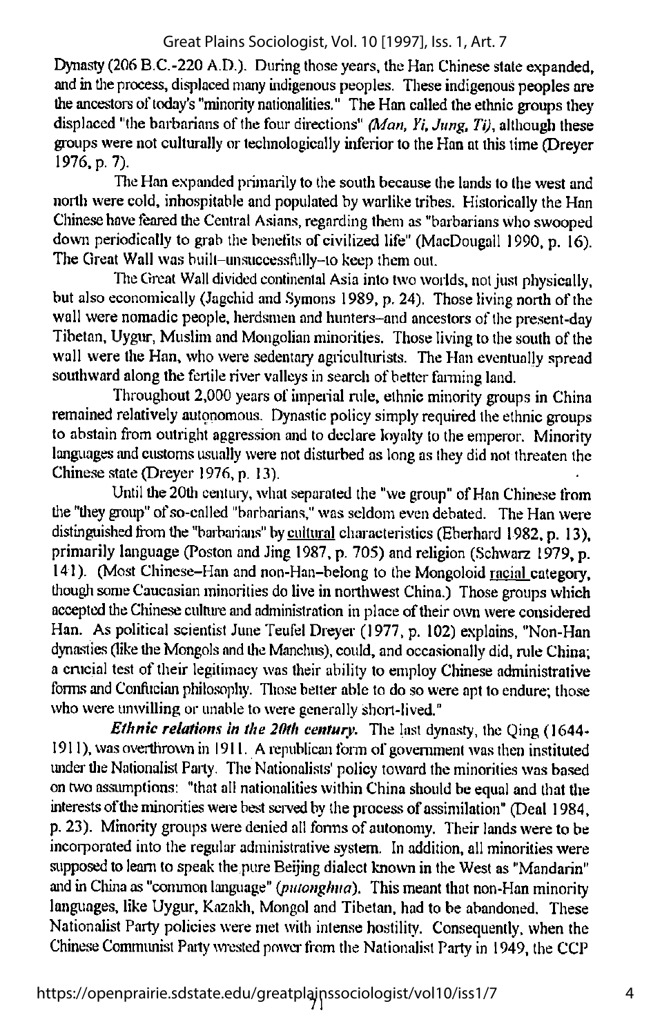Dynasty (206 B.C.-220 A.D.). During those years, the Han Chinese state expanded, and in the process, displaced many indigenous peoples. These indigenous peoples are the ancestors of today's "minority nationalities." The Han called the ethnic groups they displaced "the barbarians of the four directions" (*Man, Yi, Jung, Ti*), although these groups were not culturally or technologically inferior to the Han at this time (Dreyer 1976, p. 7).

The Han expanded primarily to the south because the lands to the west and north were cold, inhospitable and populated by warlike tribes. Historically the Han Chinese have feared the Central Asians, regarding them as "barbarians who swooped down periodically to grab the benefits of civilized life" (MacDougall 1990, p. 16). The Great Wall was built–unsuccessfully–to keep them out.

The Great Wall divided continental Asia into two worlds, not just physically, but also economically (Jagchid and Symons 1989, p. 24). Those living north of the wall were nomadic people, herdsmen and hunters–and ancestors of the present-day Tibetan, Uygur, Muslim and Mongolian minorities. Those living to the south of the wall were the Han, who were sedentary agriculturists. The Han eventually spread southward along the fertile river valleys in search of better farming land.

Throughout 2,000 years of imperial rule, ethnic minority groups in China remained relatively autonomous. Dynastic policy simply required the ethnic groups to abstain from outright aggression and to declare loyalty to the emperor. Minority languages and customs usually were not disturbed as long as they did not threaten the Chinese state (Dreyer 1976, p. 13).

Until the 20th century, what separated the "we group" of Han Chinese from the "they group" of so-called "barbarians," was seldom even debated. The Han were distinguished from the "barbarians" by <u>cultural</u> characteristics (Eberhard 1982, p. 13), primarily language (Poston and Jing 1987, p. 705) and religion (Schwarz 1979, p. 141). (Most Chinese–Han and non-Han–belong to the Mongoloid <u>racial</u> category, though some Caucasian minorities do live in northwest China.) Those groups which accepted the Chinese culture and administration in place of their own were considered Han. As political scientist June Teufel Dreyer (1977, p. 102) explains, "Non-Han dynasties (like the Mongols and the Manchus), could, and occasionally did, rule China; a crucial test of their legitimacy was their ability to employ Chinese administrative forms and Confucian philosophy. Those better able to do so were apt to endure; those who were unwilling or unable to were generally short-lived."

***Ethnic relations in the 20th century.*** The last dynasty, the Qing (1644-1911), was overthrown in 1911. A republican form of government was then instituted under the Nationalist Party. The Nationalists' policy toward the minorities was based on two assumptions: "that all nationalities within China should be equal and that the interests of the minorities were best served by the process of assimilation" (Deal 1984, p. 23). Minority groups were denied all forms of autonomy. Their lands were to be incorporated into the regular administrative system. In addition, all minorities were supposed to learn to speak the pure Beijing dialect known in the West as "Mandarin" and in China as "common language" (*putonghua*). This meant that non-Han minority languages, like Uygur, Kazakh, Mongol and Tibetan, had to be abandoned. These Nationalist Party policies were met with intense hostility. Consequently, when the Chinese Communist Party wrested power from the Nationalist Party in 1949, the CCP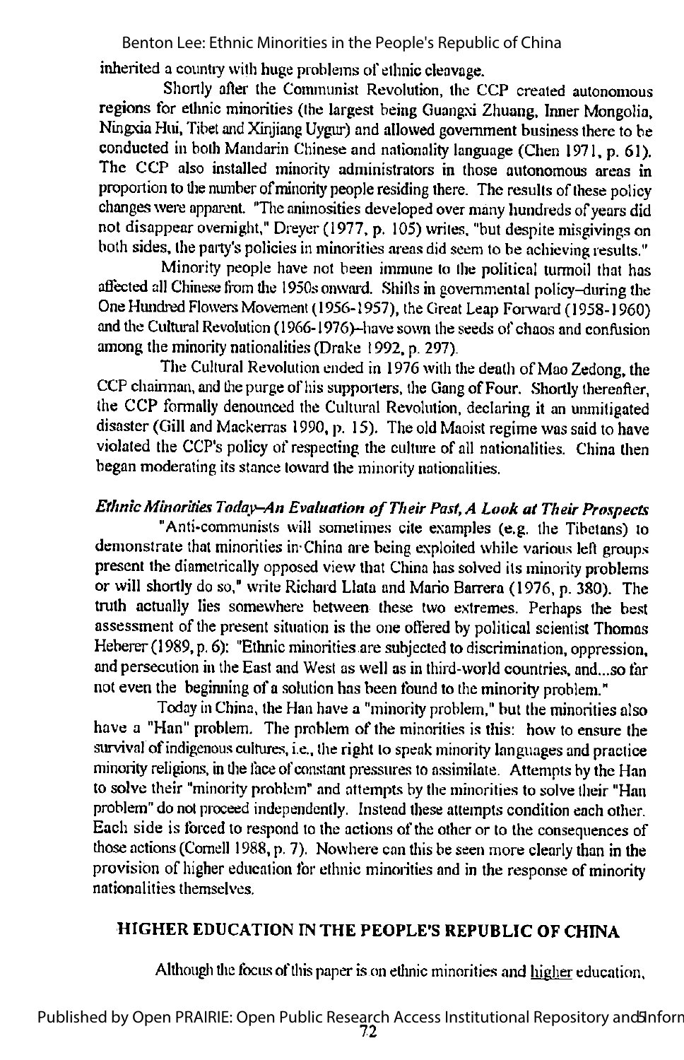inherited a country with huge problems of ethnic cleavage.

Shortly after the Communist Revolution, the CCP created autonomous regions for ethnic minorities (the largest being Guangxi Zhuang, Inner Mongolia, Ningxia Hui, Tibet and Xinjiang Uygur) and allowed government business there to be conducted in both Mandarin Chinese and nationality language (Chen 1971, p. 61). The CCP also installed minority administrators in those autonomous areas in proportion to the number of minority people residing there. The results of these policy changes were apparent. "The animosities developed over many hundreds of years did not disappear overnight," Dreyer (1977, p. 105) writes, "but despite misgivings on both sides, the party's policies in minorities areas did seem to be achieving results."

Minority people have not been immune to the political turmoil that has affected all Chinese from the 1950s onward. Shifts in governmental policy–during the One Hundred Flowers Movement (1956-1957), the Great Leap Forward (1958-1960) and the Cultural Revolution (1966-1976)–have sown the seeds of chaos and confusion among the minority nationalities (Drake 1992, p. 297).

The Cultural Revolution ended in 1976 with the death of Mao Zedong, the CCP chairman, and the purge of his supporters, the Gang of Four. Shortly thereafter, the CCP formally denounced the Cultural Revolution, declaring it an unmitigated disaster (Gill and Mackerras 1990, p. 15). The old Maoist regime was said to have violated the CCP's policy of respecting the culture of all nationalities. China then began moderating its stance toward the minority nationalities.

### *Ethnic Minorities Today–An Evaluation of Their Past, A Look at Their Prospects*

"Anti-communists will sometimes cite examples (e.g. the Tibetans) to demonstrate that minorities in China are being exploited while various left groups present the diametrically opposed view that China has solved its minority problems or will shortly do so," write Richard Llata and Mario Barrera (1976, p. 380). The truth actually lies somewhere between these two extremes. Perhaps the best assessment of the present situation is the one offered by political scientist Thomas Heberer (1989, p. 6): "Ethnic minorities are subjected to discrimination, oppression, and persecution in the East and West as well as in third-world countries, and...so far not even the beginning of a solution has been found to the minority problem."

Today in China, the Han have a "minority problem," but the minorities also have a "Han" problem. The problem of the minorities is this: how to ensure the survival of indigenous cultures, i.e., the right to speak minority languages and practice minority religions, in the face of constant pressures to assimilate. Attempts by the Han to solve their "minority problem" and attempts by the minorities to solve their "Han problem" do not proceed independently. Instead these attempts condition each other. Each side is forced to respond to the actions of the other or to the consequences of those actions (Cornell 1988, p. 7). Nowhere can this be seen more clearly than in the provision of higher education for ethnic minorities and in the response of minority nationalities themselves.

## HIGHER EDUCATION IN THE PEOPLE'S REPUBLIC OF CHINA

Although the focus of this paper is on ethnic minorities and <u>higher</u> education,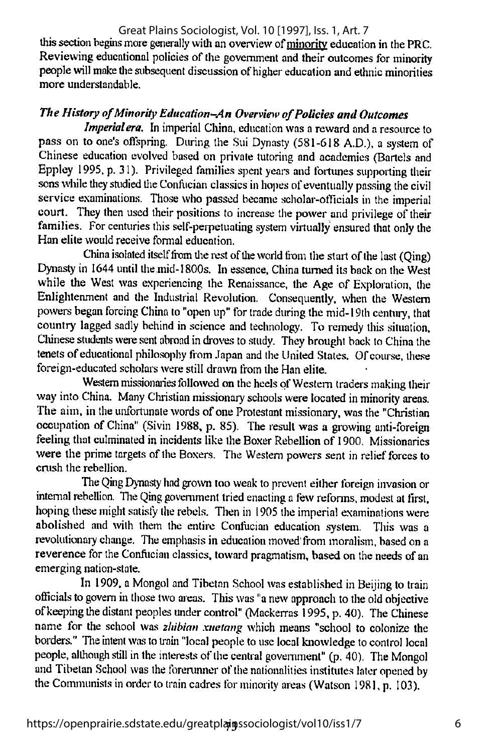this section begins more generally with an overview of minority education in the PRC. Reviewing educational policies of the government and their outcomes for minority people will make the subsequent discussion of higher education and ethnic minorities more understandable.

### *The History of Minority Education--An Overview of Policies and Outcomes*

***Imperial era.*** In imperial China, education was a reward and a resource to pass on to one's offspring. During the Sui Dynasty (581-618 A.D.), a system of Chinese education evolved based on private tutoring and academies (Bartels and Eppley 1995, p. 31). Privileged families spent years and fortunes supporting their sons while they studied the Confucian classics in hopes of eventually passing the civil service examinations. Those who passed became scholar-officials in the imperial court. They then used their positions to increase the power and privilege of their families. For centuries this self-perpetuating system virtually ensured that only the Han elite would receive formal education.

China isolated itself from the rest of the world from the start of the last (Qing) Dynasty in 1644 until the mid-1800s. In essence, China turned its back on the West while the West was experiencing the Renaissance, the Age of Exploration, the Enlightenment and the Industrial Revolution. Consequently, when the Western powers began forcing China to "open up" for trade during the mid-19th century, that country lagged sadly behind in science and technology. To remedy this situation, Chinese students were sent abroad in droves to study. They brought back to China the tenets of educational philosophy from Japan and the United States. Of course, these foreign-educated scholars were still drawn from the Han elite.

Western missionaries followed on the heels of Western traders making their way into China. Many Christian missionary schools were located in minority areas. The aim, in the unfortunate words of one Protestant missionary, was the "Christian occupation of China" (Sivin 1988, p. 85). The result was a growing anti-foreign feeling that culminated in incidents like the Boxer Rebellion of 1900. Missionaries were the prime targets of the Boxers. The Western powers sent in relief forces to crush the rebellion.

The Qing Dynasty had grown too weak to prevent either foreign invasion or internal rebellion. The Qing government tried enacting a few reforms, modest at first, hoping these might satisfy the rebels. Then in 1905 the imperial examinations were abolished and with them the entire Confucian education system. This was a revolutionary change. The emphasis in education moved from moralism, based on a reverence for the Confucian classics, toward pragmatism, based on the needs of an emerging nation-state.

In 1909, a Mongol and Tibetan School was established in Beijing to train officials to govern in those two areas. This was "a new approach to the old objective of keeping the distant peoples under control" (Mackerras 1995, p. 40). The Chinese name for the school was *zhibian xuetang* which means "school to colonize the borders." The intent was to train "local people to use local knowledge to control local people, although still in the interests of the central government" (p. 40). The Mongol and Tibetan School was the forerunner of the nationalities institutes later opened by the Communists in order to train cadres for minority areas (Watson 1981, p. 103).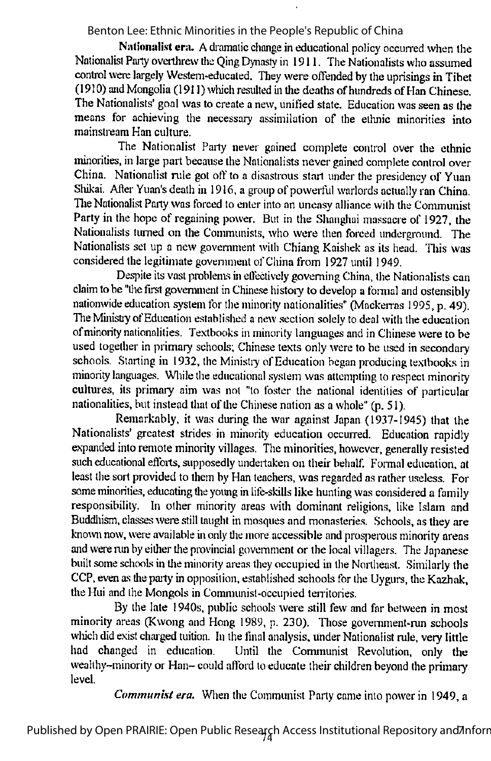**Nationalist era.** A dramatic change in educational policy occurred when the Nationalist Party overthrew the Qing Dynasty in 1911. The Nationalists who assumed control were largely Western-educated. They were offended by the uprisings in Tibet (1910) and Mongolia (1911) which resulted in the deaths of hundreds of Han Chinese. The Nationalists' goal was to create a new, unified state. Education was seen as the means for achieving the necessary assimilation of the ethnic minorities into mainstream Han culture.

The Nationalist Party never gained complete control over the ethnic minorities, in large part because the Nationalists never gained complete control over China. Nationalist rule got off to a disastrous start under the presidency of Yuan Shikai. After Yuan's death in 1916, a group of powerful warlords actually ran China. The Nationalist Party was forced to enter into an uneasy alliance with the Communist Party in the hope of regaining power. But in the Shanghai massacre of 1927, the Nationalists turned on the Communists, who were then forced underground. The Nationalists set up a new government with Chiang Kaishek as its head. This was considered the legitimate government of China from 1927 until 1949.

Despite its vast problems in effectively governing China, the Nationalists can claim to be "the first government in Chinese history to develop a formal and ostensibly nationwide education system for the minority nationalities" (Mackerras 1995, p. 49). The Ministry of Education established a new section solely to deal with the education of minority nationalities. Textbooks in minority languages and in Chinese were to be used together in primary schools; Chinese texts only were to be used in secondary schools. Starting in 1932, the Ministry of Education began producing textbooks in minority languages. While the educational system was attempting to respect minority cultures, its primary aim was not "to foster the national identities of particular nationalities, but instead that of the Chinese nation as a whole" (p. 51).

Remarkably, it was during the war against Japan (1937-1945) that the Nationalists' greatest strides in minority education occurred. Education rapidly expanded into remote minority villages. The minorities, however, generally resisted such educational efforts, supposedly undertaken on their behalf. Formal education, at least the sort provided to them by Han teachers, was regarded as rather useless. For some minorities, educating the young in life-skills like hunting was considered a family responsibility. In other minority areas with dominant religions, like Islam and Buddhism, classes were still taught in mosques and monasteries. Schools, as they are known now, were available in only the more accessible and prosperous minority areas and were run by either the provincial government or the local villagers. The Japanese built some schools in the minority areas they occupied in the Northeast. Similarly the CCP, even as the party in opposition, established schools for the Uygurs, the Kazhak, the Hui and the Mongols in Communist-occupied territories.

By the late 1940s, public schools were still few and far between in most minority areas (Kwong and Hong 1989, p. 230). Those government-run schools which did exist charged tuition. In the final analysis, under Nationalist rule, very little had changed in education. Until the Communist Revolution, only the wealthy–minority or Han– could afford to educate their children beyond the primary level.

***Communist era.*** When the Communist Party came into power in 1949, a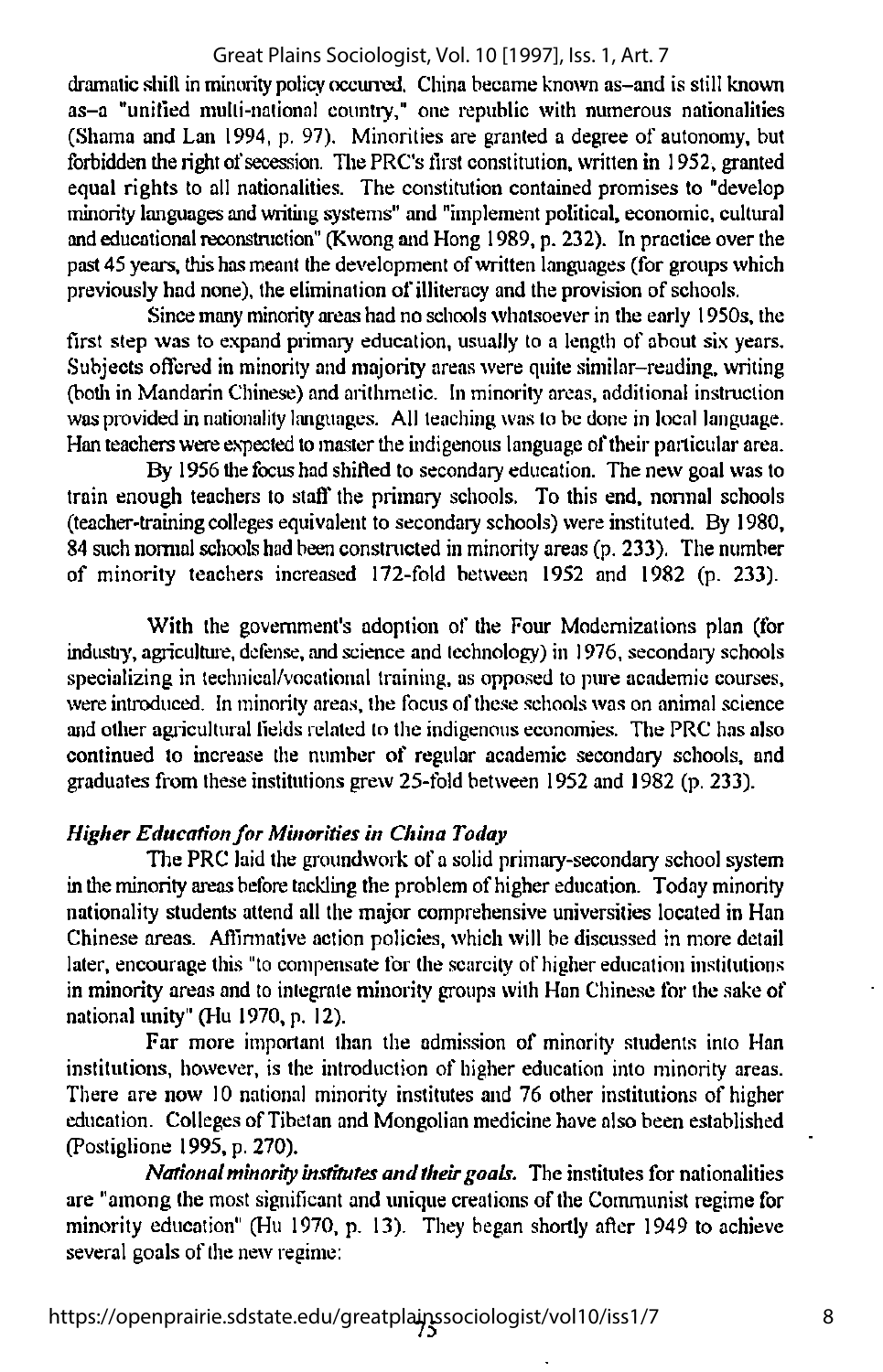dramatic shift in minority policy occurred. China became known as–and is still known as–a "unified multi-national country," one republic with numerous nationalities (Shama and Lan 1994, p. 97). Minorities are granted a degree of autonomy, but forbidden the right of secession. The PRC's first constitution, written in 1952, granted equal rights to all nationalities. The constitution contained promises to "develop minority languages and writing systems" and "implement political, economic, cultural and educational reconstruction" (Kwong and Hong 1989, p. 232). In practice over the past 45 years, this has meant the development of written languages (for groups which previously had none), the elimination of illiteracy and the provision of schools.

Since many minority areas had no schools whatsoever in the early 1950s, the first step was to expand primary education, usually to a length of about six years. Subjects offered in minority and majority areas were quite similar–reading, writing (both in Mandarin Chinese) and arithmetic. In minority areas, additional instruction was provided in nationality languages. All teaching was to be done in local language. Han teachers were expected to master the indigenous language of their particular area.

By 1956 the focus had shifted to secondary education. The new goal was to train enough teachers to staff the primary schools. To this end, normal schools (teacher-training colleges equivalent to secondary schools) were instituted. By 1980, 84 such normal schools had been constructed in minority areas (p. 233). The number of minority teachers increased 172-fold between 1952 and 1982 (p. 233).

With the government's adoption of the Four Modernizations plan (for industry, agriculture, defense, and science and technology) in 1976, secondary schools specializing in technical/vocational training, as opposed to pure academic courses, were introduced. In minority areas, the focus of these schools was on animal science and other agricultural fields related to the indigenous economies. The PRC has also continued to increase the number of regular academic secondary schools, and graduates from these institutions grew 25-fold between 1952 and 1982 (p. 233).

### *Higher Education for Minorities in China Today*

The PRC laid the groundwork of a solid primary-secondary school system in the minority areas before tackling the problem of higher education. Today minority nationality students attend all the major comprehensive universities located in Han Chinese areas. Affirmative action policies, which will be discussed in more detail later, encourage this "to compensate for the scarcity of higher education institutions in minority areas and to integrate minority groups with Han Chinese for the sake of national unity" (Hu 1970, p. 12).

Far more important than the admission of minority students into Han institutions, however, is the introduction of higher education into minority areas. There are now 10 national minority institutes and 76 other institutions of higher education. Colleges of Tibetan and Mongolian medicine have also been established (Postiglione 1995, p. 270).

***National minority institutes and their goals.*** The institutes for nationalities are "among the most significant and unique creations of the Communist regime for minority education" (Hu 1970, p. 13). They began shortly after 1949 to achieve several goals of the new regime: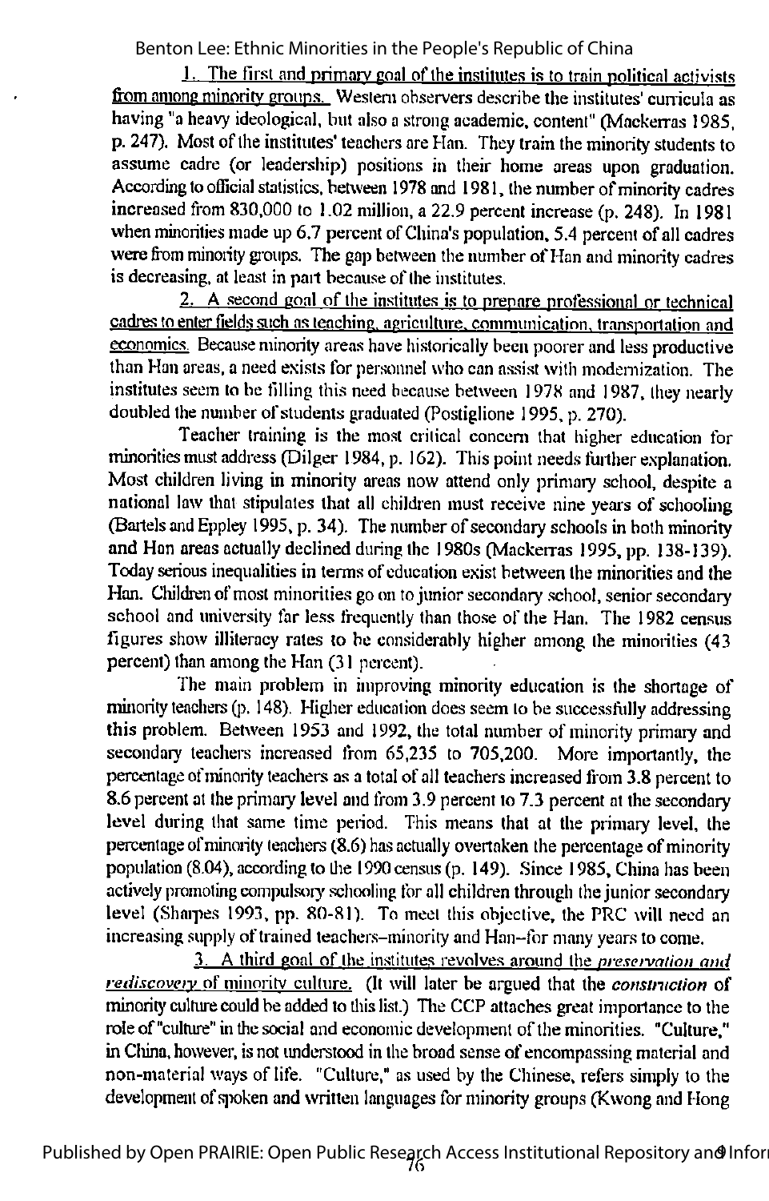1. The first and primary goal of the institutes is to train political activists from among minority groups. Western observers describe the institutes' curricula as having "a heavy ideological, but also a strong academic, content" (Mackerras 1985, p. 247). Most of the institutes' teachers are Han. They train the minority students to assume cadre (or leadership) positions in their home areas upon graduation. According to official statistics, between 1978 and 1981, the number of minority cadres increased from 830,000 to 1.02 million, a 22.9 percent increase (p. 248). In 1981 when minorities made up 6.7 percent of China's population, 5.4 percent of all cadres were from minority groups. The gap between the number of Han and minority cadres is decreasing, at least in part because of the institutes.

2. A second goal of the institutes is to prepare professional or technical cadres to enter fields such as teaching, agriculture, communication, transportation and economics. Because minority areas have historically been poorer and less productive than Han areas, a need exists for personnel who can assist with modernization. The institutes seem to be filling this need because between 1978 and 1987, they nearly doubled the number of students graduated (Postiglione 1995, p. 270).

Teacher training is the most critical concern that higher education for minorities must address (Dilger 1984, p. 162). This point needs further explanation. Most children living in minority areas now attend only primary school, despite a national law that stipulates that all children must receive nine years of schooling (Bartels and Eppley 1995, p. 34). The number of secondary schools in both minority and Han areas actually declined during the 1980s (Mackerras 1995, pp. 138-139). Today serious inequalities in terms of education exist between the minorities and the Han. Children of most minorities go on to junior secondary school, senior secondary school and university far less frequently than those of the Han. The 1982 census figures show illiteracy rates to be considerably higher among the minorities (43 percent) than among the Han (31 percent).

The main problem in improving minority education is the shortage of minority teachers (p. 148). Higher education does seem to be successfully addressing this problem. Between 1953 and 1992, the total number of minority primary and secondary teachers increased from 65,235 to 705,200. More importantly, the percentage of minority teachers as a total of all teachers increased from 3.8 percent to 8.6 percent at the primary level and from 3.9 percent to 7.3 percent at the secondary level during that same time period. This means that at the primary level, the percentage of minority teachers (8.6) has actually overtaken the percentage of minority population (8.04), according to the 1990 census (p. 149). Since 1985, China has been actively promoting compulsory schooling for all children through the junior secondary level (Sharpes 1993, pp. 80-81). To meet this objective, the PRC will need an increasing supply of trained teachers--minority and Han--for many years to come.

3. A third goal of the institutes revolves around the *preservation and rediscovery* of minority culture. (It will later be argued that the *construction* of minority culture could be added to this list.) The CCP attaches great importance to the role of "culture" in the social and economic development of the minorities. "Culture," in China, however, is not understood in the broad sense of encompassing material and non-material ways of life. "Culture," as used by the Chinese, refers simply to the development of spoken and written languages for minority groups (Kwong and Hong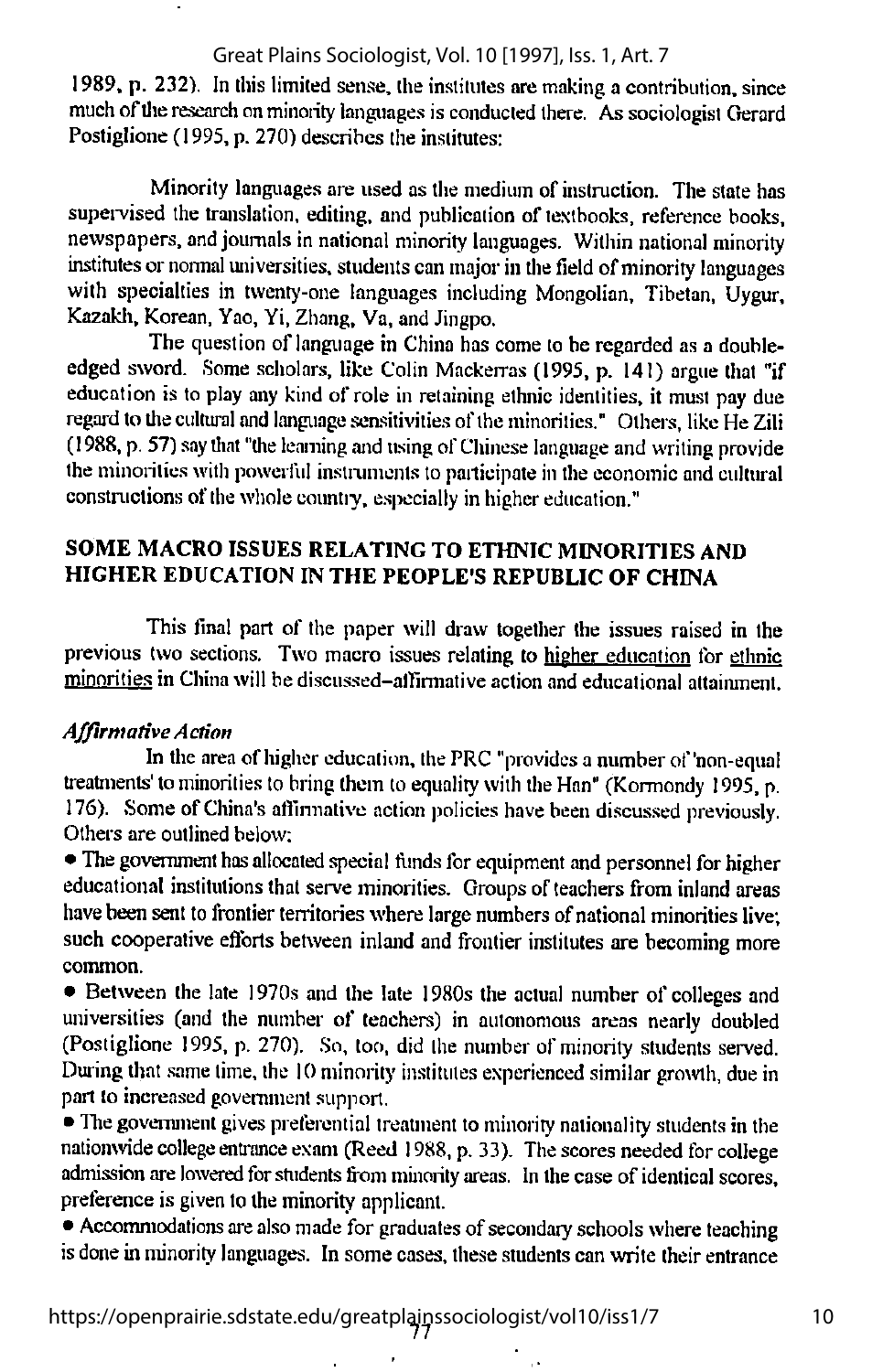1989, p. 232). In this limited sense, the institutes are making a contribution, since much of the research on minority languages is conducted there. As sociologist Gerard Postiglione (1995, p. 270) describes the institutes:

> Minority languages are used as the medium of instruction. The state has supervised the translation, editing, and publication of textbooks, reference books, newspapers, and journals in national minority languages. Within national minority institutes or normal universities, students can major in the field of minority languages with specialties in twenty-one languages including Mongolian, Tibetan, Uygur, Kazakh, Korean, Yao, Yi, Zhang, Va, and Jingpo.

The question of language in China has come to be regarded as a double-edged sword. Some scholars, like Colin Mackerras (1995, p. 141) argue that "if education is to play any kind of role in retaining ethnic identities, it must pay due regard to the cultural and language sensitivities of the minorities." Others, like He Zili (1988, p. 57) say that "the learning and using of Chinese language and writing provide the minorities with powerful instruments to participate in the economic and cultural constructions of the whole country, especially in higher education."

## SOME MACRO ISSUES RELATING TO ETHNIC MINORITIES AND HIGHER EDUCATION IN THE PEOPLE'S REPUBLIC OF CHINA

This final part of the paper will draw together the issues raised in the previous two sections. Two macro issues relating to higher education for ethnic minorities in China will be discussed–affirmative action and educational attainment.

### *Affirmative Action*

In the area of higher education, the PRC "provides a number of 'non-equal treatments' to minorities to bring them to equality with the Han" (Kormondy 1995, p. 176). Some of China's affirmative action policies have been discussed previously. Others are outlined below:

- The government has allocated special funds for equipment and personnel for higher educational institutions that serve minorities. Groups of teachers from inland areas have been sent to frontier territories where large numbers of national minorities live; such cooperative efforts between inland and frontier institutes are becoming more common.
- Between the late 1970s and the late 1980s the actual number of colleges and universities (and the number of teachers) in autonomous areas nearly doubled (Postiglione 1995, p. 270). So, too, did the number of minority students served. During that same time, the 10 minority institutes experienced similar growth, due in part to increased government support.
- The government gives preferential treatment to minority nationality students in the nationwide college entrance exam (Reed 1988, p. 33). The scores needed for college admission are lowered for students from minority areas. In the case of identical scores, preference is given to the minority applicant.
- Accommodations are also made for graduates of secondary schools where teaching is done in minority languages. In some cases, these students can write their entrance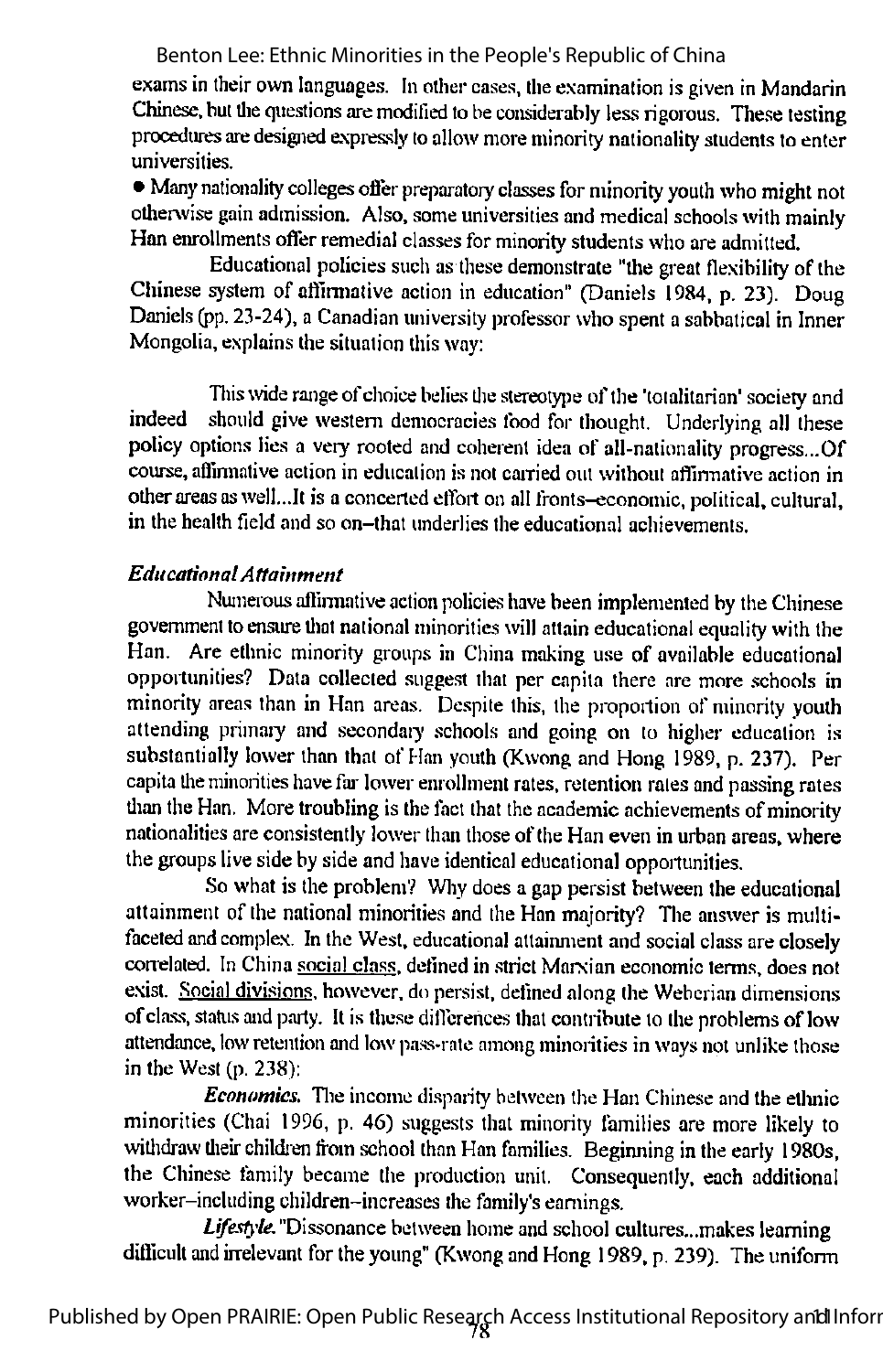exams in their own languages. In other cases, the examination is given in Mandarin Chinese, but the questions are modified to be considerably less rigorous. These testing procedures are designed expressly to allow more minority nationality students to enter universities.

- Many nationality colleges offer preparatory classes for minority youth who might not otherwise gain admission. Also, some universities and medical schools with mainly Han enrollments offer remedial classes for minority students who are admitted.

Educational policies such as these demonstrate "the great flexibility of the Chinese system of affirmative action in education" (Daniels 1984, p. 23). Doug Daniels (pp. 23-24), a Canadian university professor who spent a sabbatical in Inner Mongolia, explains the situation this way:

> This wide range of choice belies the stereotype of the 'totalitarian' society and indeed should give western democracies food for thought. Underlying all these policy options lies a very rooted and coherent idea of all-nationality progress...Of course, affirmative action in education is not carried out without affirmative action in other areas as well...It is a concerted effort on all fronts–economic, political, cultural, in the health field and so on–that underlies the educational achievements.

### *Educational Attainment*

Numerous affirmative action policies have been implemented by the Chinese government to ensure that national minorities will attain educational equality with the Han. Are ethnic minority groups in China making use of available educational opportunities? Data collected suggest that per capita there are more schools in minority areas than in Han areas. Despite this, the proportion of minority youth attending primary and secondary schools and going on to higher education is substantially lower than that of Han youth (Kwong and Hong 1989, p. 237). Per capita the minorities have far lower enrollment rates, retention rates and passing rates than the Han. More troubling is the fact that the academic achievements of minority nationalities are consistently lower than those of the Han even in urban areas, where the groups live side by side and have identical educational opportunities.

So what is the problem? Why does a gap persist between the educational attainment of the national minorities and the Han majority? The answer is multi-faceted and complex. In the West, educational attainment and social class are closely correlated. In China social class, defined in strict Marxian economic terms, does not exist. Social divisions, however, do persist, defined along the Weberian dimensions of class, status and party. It is these differences that contribute to the problems of low attendance, low retention and low pass-rate among minorities in ways not unlike those in the West (p. 238):

***Economics.*** The income disparity between the Han Chinese and the ethnic minorities (Chai 1996, p. 46) suggests that minority families are more likely to withdraw their children from school than Han families. Beginning in the early 1980s, the Chinese family became the production unit. Consequently, each additional worker–including children–increases the family's earnings.

***Lifestyle.*** "Dissonance between home and school cultures...makes learning difficult and irrelevant for the young" (Kwong and Hong 1989, p. 239). The uniform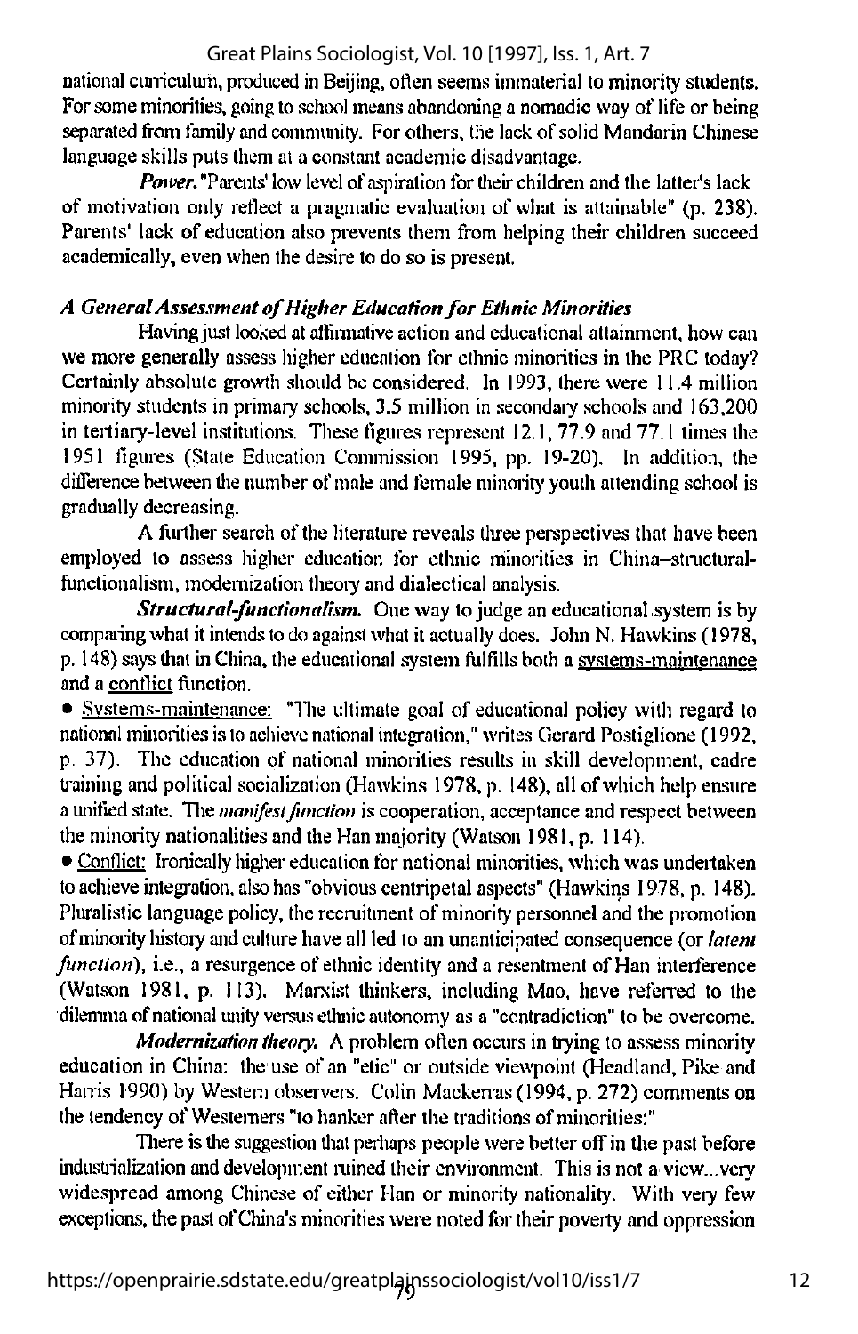national curriculum, produced in Beijing, often seems immaterial to minority students. For some minorities, going to school means abandoning a nomadic way of life or being separated from family and community. For others, the lack of solid Mandarin Chinese language skills puts them at a constant academic disadvantage.

***Power.*** "Parents' low level of aspiration for their children and the latter's lack of motivation only reflect a pragmatic evaluation of what is attainable" (p. 238). Parents' lack of education also prevents them from helping their children succeed academically, even when the desire to do so is present.

### *A General Assessment of Higher Education for Ethnic Minorities*

Having just looked at affirmative action and educational attainment, how can we more generally assess higher education for ethnic minorities in the PRC today? Certainly absolute growth should be considered. In 1993, there were 11.4 million minority students in primary schools, 3.5 million in secondary schools and 163,200 in tertiary-level institutions. These figures represent 12.1, 77.9 and 77.1 times the 1951 figures (State Education Commission 1995, pp. 19-20). In addition, the difference between the number of male and female minority youth attending school is gradually decreasing.

A further search of the literature reveals three perspectives that have been employed to assess higher education for ethnic minorities in China–structural-functionalism, modernization theory and dialectical analysis.

***Structural-functionalism.*** One way to judge an educational system is by comparing what it intends to do against what it actually does. John N. Hawkins (1978, p. 148) says that in China, the educational system fulfills both a systems-maintenance and a conflict function.

- Systems-maintenance: "The ultimate goal of educational policy with regard to national minorities is to achieve national integration," writes Gerard Postiglione (1992, p. 37). The education of national minorities results in skill development, cadre training and political socialization (Hawkins 1978, p. 148), all of which help ensure a unified state. The *manifest function* is cooperation, acceptance and respect between the minority nationalities and the Han majority (Watson 1981, p. 114).
- Conflict: Ironically higher education for national minorities, which was undertaken to achieve integration, also has "obvious centripetal aspects" (Hawkins 1978, p. 148). Pluralistic language policy, the recruitment of minority personnel and the promotion of minority history and culture have all led to an unanticipated consequence (or *latent function*), i.e., a resurgence of ethnic identity and a resentment of Han interference (Watson 1981, p. 113). Marxist thinkers, including Mao, have referred to the dilemma of national unity versus ethnic autonomy as a "contradiction" to be overcome.

***Modernization theory.*** A problem often occurs in trying to assess minority education in China: the use of an "etic" or outside viewpoint (Headland, Pike and Harris 1990) by Western observers. Colin Mackerras (1994, p. 272) comments on the tendency of Westerners "to hanker after the traditions of minorities:"

There is the suggestion that perhaps people were better off in the past before industrialization and development ruined their environment. This is not a view...very widespread among Chinese of either Han or minority nationality. With very few exceptions, the past of China's minorities were noted for their poverty and oppression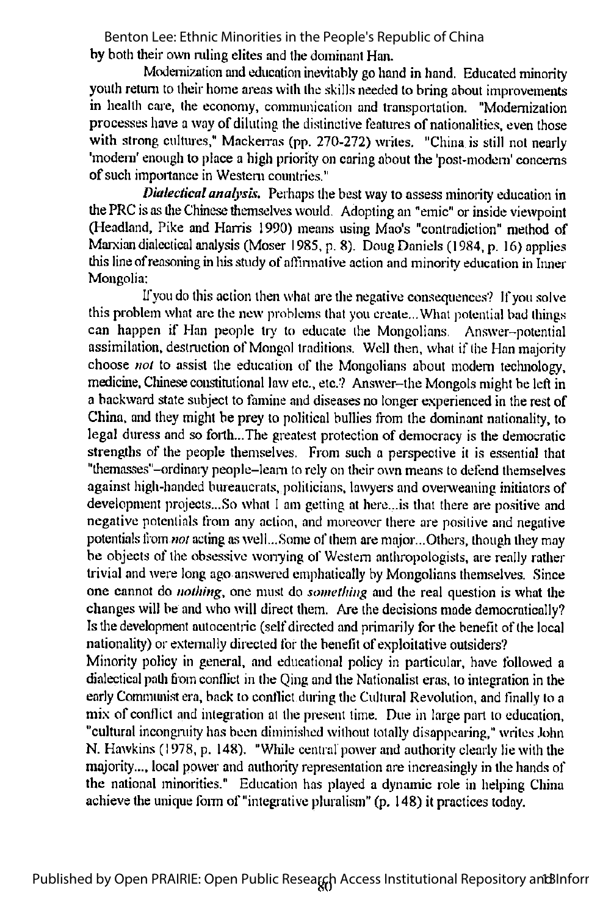by both their own ruling elites and the dominant Han.

Modernization and education inevitably go hand in hand. Educated minority youth return to their home areas with the skills needed to bring about improvements in health care, the economy, communication and transportation. "Modernization processes have a way of diluting the distinctive features of nationalities, even those with strong cultures," Mackerras (pp. 270-272) writes. "China is still not nearly 'modern' enough to place a high priority on caring about the 'post-modern' concerns of such importance in Western countries."

***Dialectical analysis.*** Perhaps the best way to assess minority education in the PRC is as the Chinese themselves would. Adopting an "emic" or inside viewpoint (Headland, Pike and Harris 1990) means using Mao's "contradiction" method of Marxian dialectical analysis (Moser 1985, p. 8). Doug Daniels (1984, p. 16) applies this line of reasoning in his study of affirmative action and minority education in Inner Mongolia:

> If you do this action then what are the negative consequences? If you solve this problem what are the new problems that you create...What potential bad things can happen if Han people try to educate the Mongolians. Answer–potential assimilation, destruction of Mongol traditions. Well then, what if the Han majority choose *not* to assist the education of the Mongolians about modern technology, medicine, Chinese constitutional law etc., etc.? Answer–the Mongols might be left in a backward state subject to famine and diseases no longer experienced in the rest of China, and they might be prey to political bullies from the dominant nationality, to legal duress and so forth...The greatest protection of democracy is the democratic strengths of the people themselves. From such a perspective it is essential that "themasses"–ordinary people–learn to rely on their own means to defend themselves against high-handed bureaucrats, politicians, lawyers and overweaning initiators of development projects...So what I am getting at here...is that there are positive and negative potentials from any action, and moreover there are positive and negative potentials from *not* acting as well...Some of them are major...Others, though they may be objects of the obsessive worrying of Western anthropologists, are really rather trivial and were long ago answered emphatically by Mongolians themselves. Since one cannot do *nothing*, one must do *something* and the real question is what the changes will be and who will direct them. Are the decisions made democratically? Is the development autocentric (self directed and primarily for the benefit of the local nationality) or externally directed for the benefit of exploitative outsiders?

Minority policy in general, and educational policy in particular, have followed a dialectical path from conflict in the Qing and the Nationalist eras, to integration in the early Communist era, back to conflict during the Cultural Revolution, and finally to a mix of conflict and integration at the present time. Due in large part to education, "cultural incongruity has been diminished without totally disappearing," writes John N. Hawkins (1978, p. 148). "While central power and authority clearly lie with the majority..., local power and authority representation are increasingly in the hands of the national minorities." Education has played a dynamic role in helping China achieve the unique form of "integrative pluralism" (p. 148) it practices today.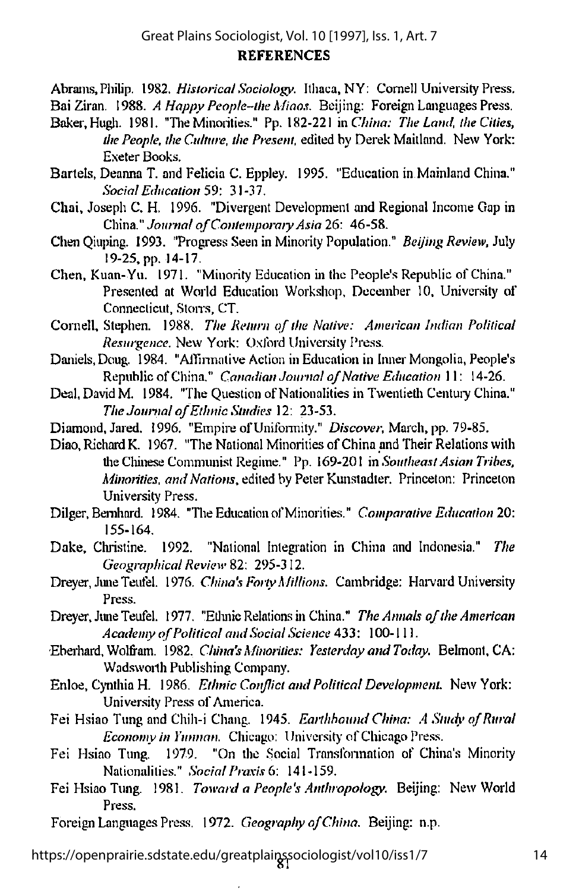## REFERENCES

Abrams, Philip. 1982. *Historical Sociology*. Ithaca, NY: Cornell University Press.

Bai Ziran. 1988. *A Happy People--the Miaos*. Beijing: Foreign Languages Press.

Baker, Hugh. 1981. "The Minorities." Pp. 182-221 in *China: The Land, the Cities, the People, the Culture, the Present*, edited by Derek Maitland. New York: Exeter Books.

Bartels, Deanna T. and Felicia C. Eppley. 1995. "Education in Mainland China." *Social Education* 59: 31-37.

Chai, Joseph C. H. 1996. "Divergent Development and Regional Income Gap in China." *Journal of Contemporary Asia* 26: 46-58.

Chen Qiuping. 1993. "Progress Seen in Minority Population." *Beijing Review*, July 19-25, pp. 14-17.

Chen, Kuan-Yu. 1971. "Minority Education in the People's Republic of China." Presented at World Education Workshop, December 10, University of Connecticut, Storrs, CT.

Cornell, Stephen. 1988. *The Return of the Native: American Indian Political Resurgence*. New York: Oxford University Press.

Daniels, Doug. 1984. "Affirmative Action in Education in Inner Mongolia, People's Republic of China." *Canadian Journal of Native Education* 11: 14-26.

Deal, David M. 1984. "The Question of Nationalities in Twentieth Century China." *The Journal of Ethnic Studies* 12: 23-53.

Diamond, Jared. 1996. "Empire of Uniformity." *Discover*, March, pp. 79-85.

Diao, Richard K. 1967. "The National Minorities of China and Their Relations with the Chinese Communist Regime." Pp. 169-201 in *Southeast Asian Tribes, Minorities, and Nations*, edited by Peter Kunstadter. Princeton: Princeton University Press.

Dilger, Bernhard. 1984. "The Education of Minorities." *Comparative Education* 20: 155-164.

Dake, Christine. 1992. "National Integration in China and Indonesia." *The Geographical Review* 82: 295-312.

Dreyer, June Teufel. 1976. *China's Forty Millions*. Cambridge: Harvard University Press.

Dreyer, June Teufel. 1977. "Ethnic Relations in China." *The Annals of the American Academy of Political and Social Science* 433: 100-111.

Eberhard, Wolfram. 1982. *China's Minorities: Yesterday and Today*. Belmont, CA: Wadsworth Publishing Company.

Enloe, Cynthia H. 1986. *Ethnic Conflict and Political Development*. New York: University Press of America.

Fei Hsiao Tung and Chih-i Chang. 1945. *Earthbound China: A Study of Rural Economy in Yunnan*. Chicago: University of Chicago Press.

Fei Hsiao Tung. 1979. "On the Social Transformation of China's Minority Nationalities." *Social Praxis* 6: 141-159.

Fei Hsiao Tung. 1981. *Toward a People's Anthropology*. Beijing: New World Press.

Foreign Languages Press. 1972. *Geography of China*. Beijing: n.p.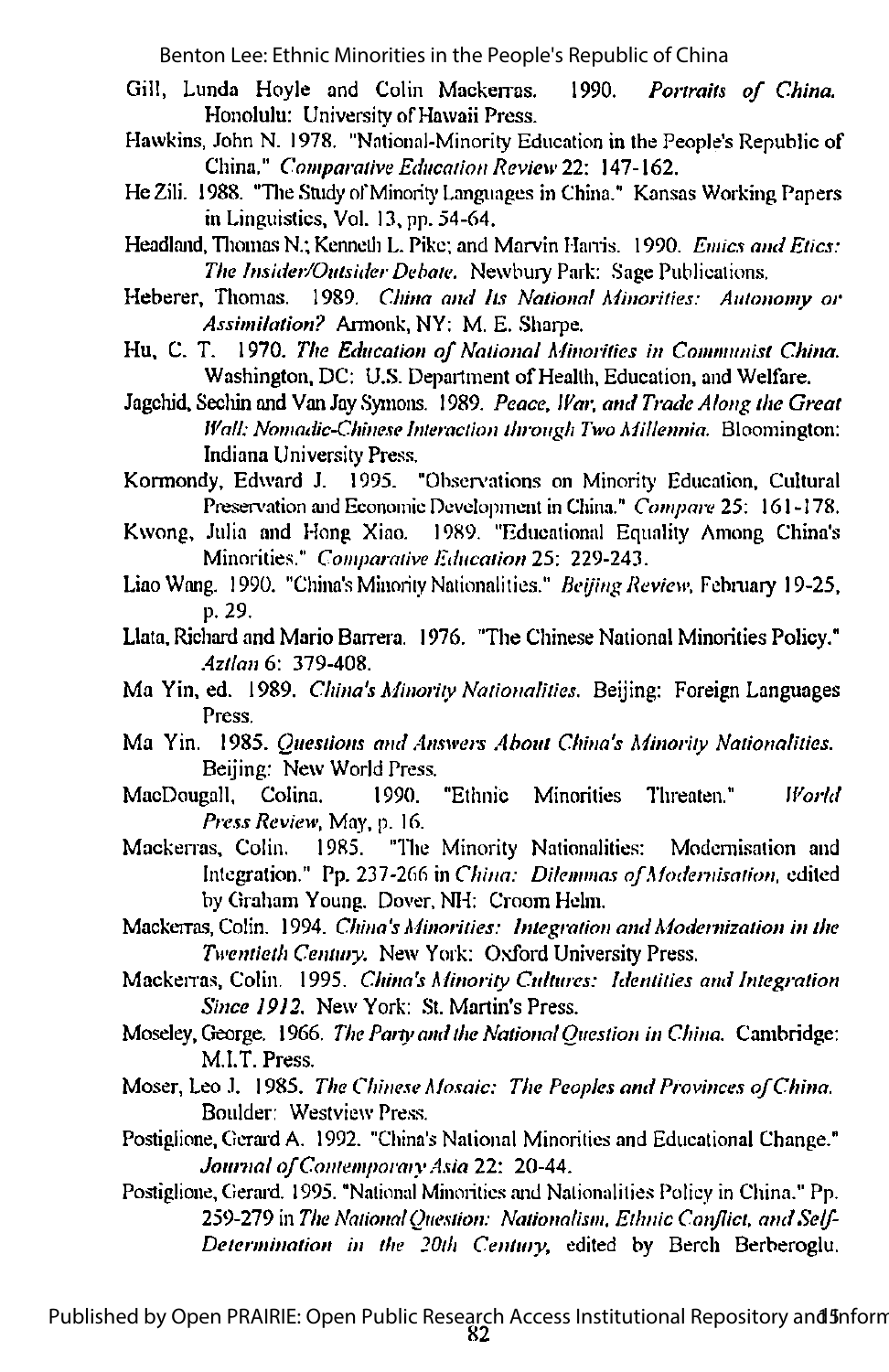Gill, Lunda Hoyle and Colin Mackerras. 1990. *Portraits of China.* Honolulu: University of Hawaii Press.

Hawkins, John N. 1978. "National-Minority Education in the People's Republic of China." *Comparative Education Review* 22: 147-162.

He Zili. 1988. "The Study of Minority Languages in China." Kansas Working Papers in Linguistics, Vol. 13, pp. 54-64.

Headland, Thomas N.; Kenneth L. Pike; and Marvin Harris. 1990. *Emics and Etics: The Insider/Outsider Debate.* Newbury Park: Sage Publications.

Heberer, Thomas. 1989. *China and Its National Minorities: Autonomy or Assimilation?* Armonk, NY: M. E. Sharpe.

Hu, C. T. 1970. *The Education of National Minorities in Communist China.* Washington, DC: U.S. Department of Health, Education, and Welfare.

Jagchid, Sechin and Van Jay Symons. 1989. *Peace, War, and Trade Along the Great Wall: Nomadic-Chinese Interaction through Two Millennia.* Bloomington: Indiana University Press.

Kormondy, Edward J. 1995. "Observations on Minority Education, Cultural Preservation and Economic Development in China." *Compare* 25: 161-178.

Kwong, Julia and Hong Xiao. 1989. "Educational Equality Among China's Minorities." *Comparative Education* 25: 229-243.

Liao Wang. 1990. "China's Minority Nationalities." *Beijing Review,* February 19-25, p. 29.

Llata, Richard and Mario Barrera. 1976. "The Chinese National Minorities Policy." *Aztlan* 6: 379-408.

Ma Yin, ed. 1989. *China's Minority Nationalities.* Beijing: Foreign Languages Press.

Ma Yin. 1985. *Questions and Answers About China's Minority Nationalities.* Beijing: New World Press.

MacDougall, Colina. 1990. "Ethnic Minorities Threaten." *World Press Review,* May, p. 16.

Mackerras, Colin. 1985. "The Minority Nationalities: Modernisation and Integration." Pp. 237-266 in *China: Dilemmas of Modernisation,* edited by Graham Young. Dover, NH: Croom Helm.

Mackerras, Colin. 1994. *China's Minorities: Integration and Modernization in the Twentieth Century.* New York: Oxford University Press.

Mackerras, Colin. 1995. *China's Minority Cultures: Identities and Integration Since 1912.* New York: St. Martin's Press.

Moseley, George. 1966. *The Party and the National Question in China.* Cambridge: M.I.T. Press.

Moser, Leo J. 1985. *The Chinese Mosaic: The Peoples and Provinces of China.* Boulder: Westview Press.

Postiglione, Gerard A. 1992. "China's National Minorities and Educational Change." *Journal of Contemporary Asia* 22: 20-44.

Postiglione, Gerard. 1995. "National Minorities and Nationalities Policy in China." Pp. 259-279 in *The National Question: Nationalism, Ethnic Conflict, and Self-Determination in the 20th Century,* edited by Berch Berberoglu.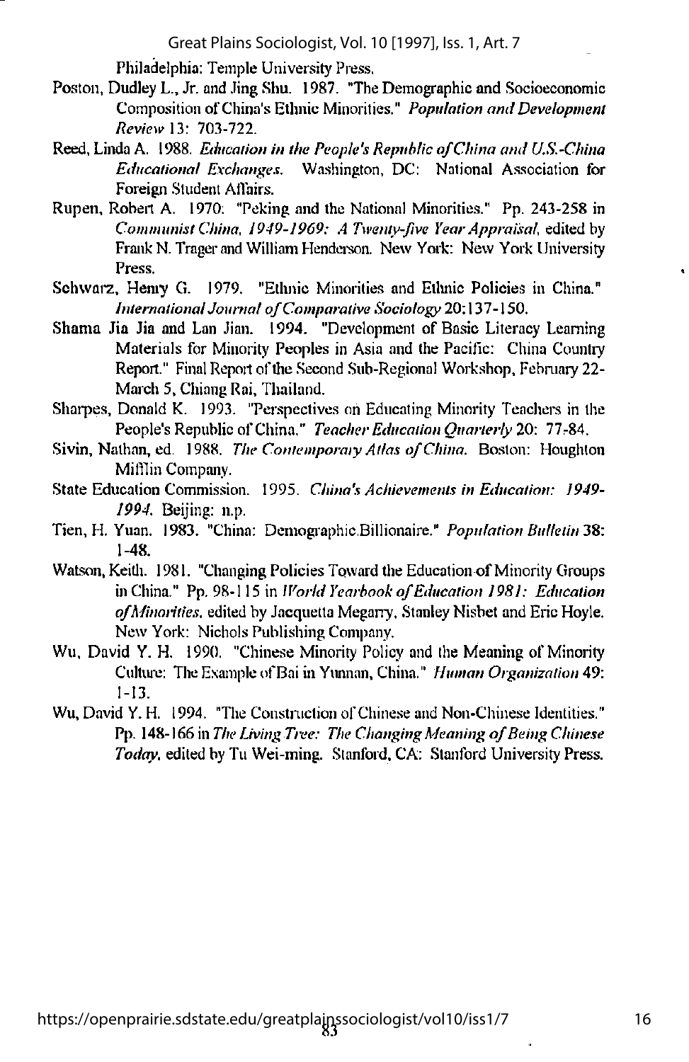Philadelphia: Temple University Press.

Poston, Dudley L., Jr. and Jing Shu. 1987. "The Demographic and Socioeconomic Composition of China's Ethnic Minorities." *Population and Development Review* 13: 703-722.

Reed, Linda A. 1988. *Education in the People's Republic of China and U.S.-China Educational Exchanges.* Washington, DC: National Association for Foreign Student Affairs.

Rupen, Robert A. 1970. "Peking and the National Minorities." Pp. 243-258 in *Communist China, 1949-1969: A Twenty-five Year Appraisal,* edited by Frank N. Trager and William Henderson. New York: New York University Press.

Schwarz, Henry G. 1979. "Ethnic Minorities and Ethnic Policies in China." *International Journal of Comparative Sociology* 20:137-150.

Shama Jia Jia and Lan Jian. 1994. "Development of Basic Literacy Learning Materials for Minority Peoples in Asia and the Pacific: China Country Report." Final Report of the Second Sub-Regional Workshop, February 22-March 5, Chiang Rai, Thailand.

Sharpes, Donald K. 1993. "Perspectives on Educating Minority Teachers in the People's Republic of China." *Teacher Education Quarterly* 20: 77-84.

Sivin, Nathan, ed. 1988. *The Contemporary Atlas of China.* Boston: Houghton Mifflin Company.

State Education Commission. 1995. *China's Achievements in Education: 1949-1994.* Beijing: n.p.

Tien, H. Yuan. 1983. "China: Demographic Billionaire." *Population Bulletin* 38: 1-48.

Watson, Keith. 1981. "Changing Policies Toward the Education of Minority Groups in China." Pp. 98-115 in *World Yearbook of Education 1981: Education of Minorities,* edited by Jacquetta Megarry, Stanley Nisbet and Eric Hoyle. New York: Nichols Publishing Company.

Wu, David Y. H. 1990. "Chinese Minority Policy and the Meaning of Minority Culture: The Example of Bai in Yunnan, China." *Human Organization* 49: 1-13.

Wu, David Y. H. 1994. "The Construction of Chinese and Non-Chinese Identities." Pp. 148-166 in *The Living Tree: The Changing Meaning of Being Chinese Today,* edited by Tu Wei-ming. Stanford, CA: Stanford University Press.